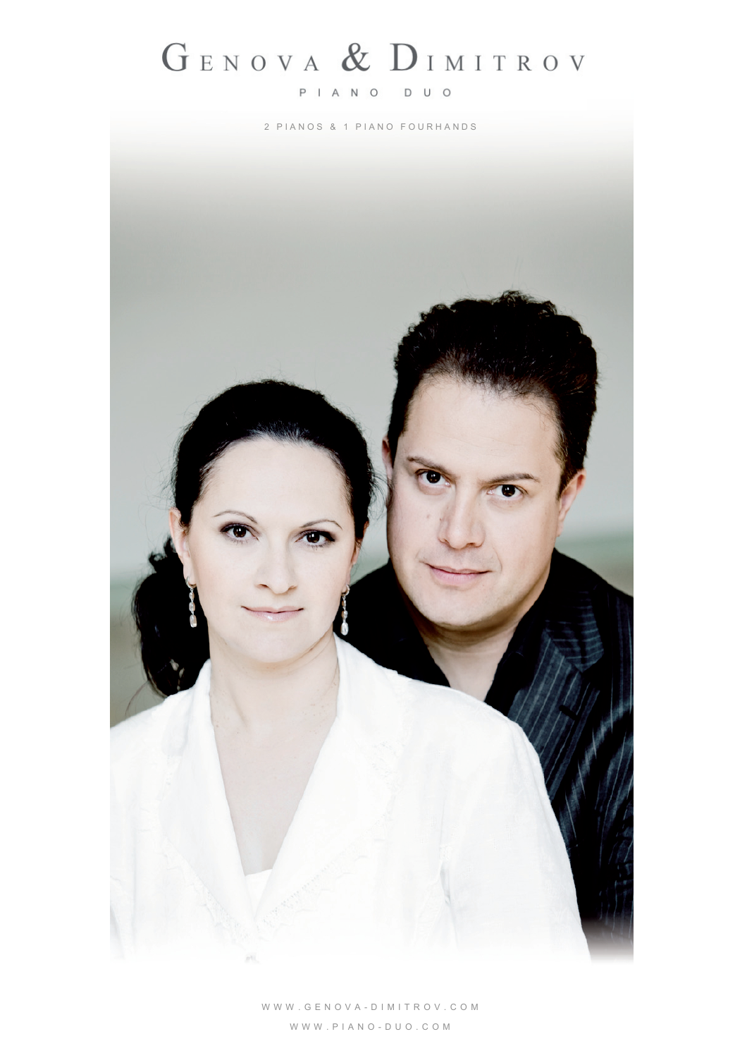# Genova & Dimitrov

PIANO DUO

2 PIANOS & 1 PIANO FOURHANDS

WWW.GENOVA-DIMITROV.COM

WWW.PIANO-DUO.COM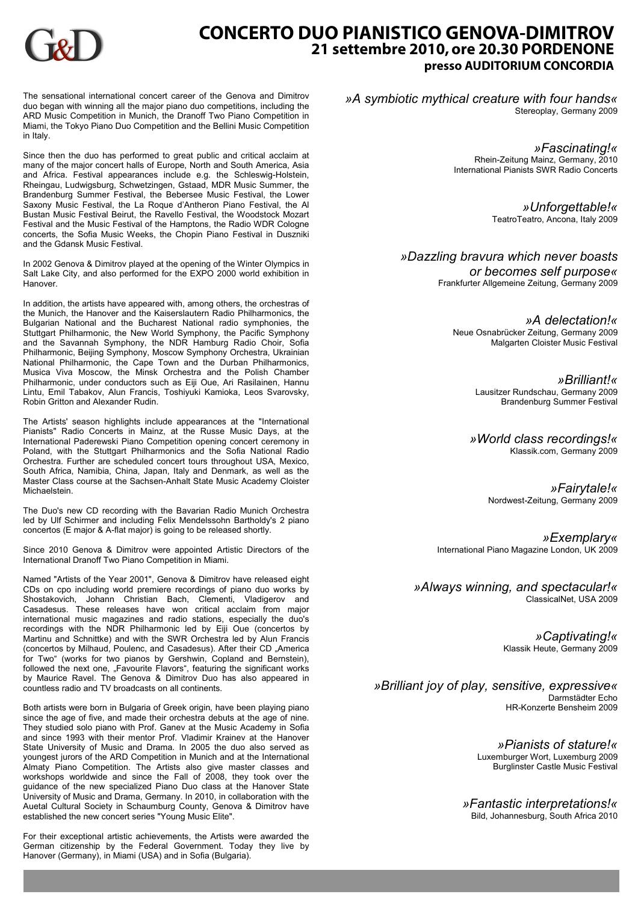# CONCERTO DUO PIANISTICO GENOVA-DIMITROV

## 21 settembre 2010, ore 20.30 PORDENONE

### presso AUDITORIUM CONCORDIA

The sensational international concert career of the Genova and Dimitrov duo began with winning all the major piano duo competitions, including the ARD Music Competition in Munich, the Dranoff Two Piano Competition in Miami, the Tokyo Piano Duo Competition and the Bellini Music Competition in Italy.

Since then the duo has performed to great public and critical acclaim at many of the major concert halls of Europe, North and South America, Asia and Africa. Festival appearances include e.g. the Schleswig-Holstein, Rheingau, Ludwigsburg, Schwetzingen, Gstaad, MDR Music Summer, the Brandenburg Summer Festival, the Bebersee Music Festival, the Lower Saxony Music Festival, the La Roque d'Antheron Piano Festival, the Al Bustan Music Festival Beirut, the Ravello Festival, the Woodstock Mozart Festival and the Music Festival of the Hamptons, the Radio WDR Cologne concerts, the Sofia Music Weeks, the Chopin Piano Festival in Duszniki and the Gdansk Music Festival.

In 2002 Genova & Dimitrov played at the opening of the Winter Olympics in Salt Lake City, and also performed for the EXPO 2000 world exhibition in Hanover.

In addition, the artists have appeared with, among others, the orchestras of the Munich, the Hanover and the Kaiserslautern Radio Philharmonics, the Bulgarian National and the Bucharest National radio symphonies, the Stuttgart Philharmonic, the New World Symphony, the Pacific Symphony and the Savannah Symphony, the NDR Hamburg Radio Choir, Sofia Philharmonic, Beijing Symphony, Moscow Symphony Orchestra, Ukrainian National Philharmonic, the Cape Town and the Durban Philharmonics, Musica Viva Moscow, the Minsk Orchestra and the Polish Chamber Philharmonic, under conductors such as Eiji Oue, Ari Rasilainen, Hannu Lintu, Emil Tabakov, Alun Francis, Toshiyuki Kamioka, Leos Svarovsky, Robin Gritton and Alexander Rudin.

The Artists' season highlights include appearances at the "International Pianists" Radio Concerts in Mainz, at the Russe Music Days, at the International Paderewski Piano Competition opening concert ceremony in Poland, with the Stuttgart Philharmonics and the Sofia National Radio Orchestra. Further are scheduled concert tours throughout USA, Mexico, South Africa, Namibia, China, Japan, Italy and Denmark, as well as the Master Class course at the Sachsen-Anhalt State Music Academy Cloister Michaelstein.

The Duo's new CD recording with the Bavarian Radio Munich Orchestra led by Ulf Schirmer and including Felix Mendelssohn Bartholdy's 2 piano concertos (E major & A-flat major) is going to be released shortly.

Since 2010 Genova & Dimitrov were appointed Artistic Directors of the International Dranoff Two Piano Competition in Miami.

Named "Artists of the Year 2001", Genova & Dimitrov have released eight CDs on cpo including world premiere recordings of piano duo works by Shostakovich, Johann Christian Bach, Clementi, Vladigerov and Casadesus. These releases have won critical acclaim from major international music magazines and radio stations, especially the duo's recordings with the NDR Philharmonic led by Eiji Oue (concertos by Martinu and Schnittke) and with the SWR Orchestra led by Alun Francis (concertos by Milhaud, Poulenc, and Casadesus). After their CD „America for Two" (works for two pianos by Gershwin, Copland and Bernstein), followed the next one, „Favourite Flavors", featuring the significant works by Maurice Ravel. The Genova & Dimitrov Duo has also appeared in countless radio and TV broadcasts on all continents.

Both artists were born in Bulgaria of Greek origin, have been playing piano since the age of five, and made their orchestra debuts at the age of nine. They studied solo piano with Prof. Ganev at the Music Academy in Sofia and since 1993 with their mentor Prof. Vladimir Krainev at the Hanover State University of Music and Drama. In 2005 the duo also served as youngest jurors of the ARD Competition in Munich and at the International Almaty Piano Competition. The Artists also give master classes and workshops worldwide and since the Fall of 2008, they took over the guidance of the new specialized Piano Duo class at the Hanover State University of Music and Drama, Germany. In 2010, in collaboration with the Auetal Cultural Society in Schaumburg County, Genova & Dimitrov have established the new concert series "Young Music Elite".

For their exceptional artistic achievements, the Artists were awarded the German citizenship by the Federal Government. Today they live by Hanover (Germany), in Miami (USA) and in Sofia (Bulgaria).

*»A symbiotic mythical creature with four hands«*
Stereoplay, Germany 2009

*»Fascinating!«*
Rhein-Zeitung Mainz, Germany, 2010
International Pianists SWR Radio Concerts

*»Unforgettable!«*
TeatroTeatro, Ancona, Italy 2009

*»Dazzling bravura which never boasts or becomes self purpose«*
Frankfurter Allgemeine Zeitung, Germany 2009

*»A delectation!«*
Neue Osnabrücker Zeitung, Germany 2009
Malgarten Cloister Music Festival

*»Brilliant!«*
Lausitzer Rundschau, Germany 2009
Brandenburg Summer Festival

*»World class recordings!«*
Klassik.com, Germany 2009

*»Fairytale!«*
Nordwest-Zeitung, Germany 2009

*»Exemplary«*
International Piano Magazine London, UK 2009

*»Always winning, and spectacular!«*
ClassicalNet, USA 2009

*»Captivating!«*
Klassik Heute, Germany 2009

*»Brilliant joy of play, sensitive, expressive«*
Darmstädter Echo
HR-Konzerte Bensheim 2009

*»Pianists of stature!«*
Luxemburger Wort, Luxemburg 2009
Burglinster Castle Music Festival

*»Fantastic interpretations!«*
Bild, Johannesburg, South Africa 2010